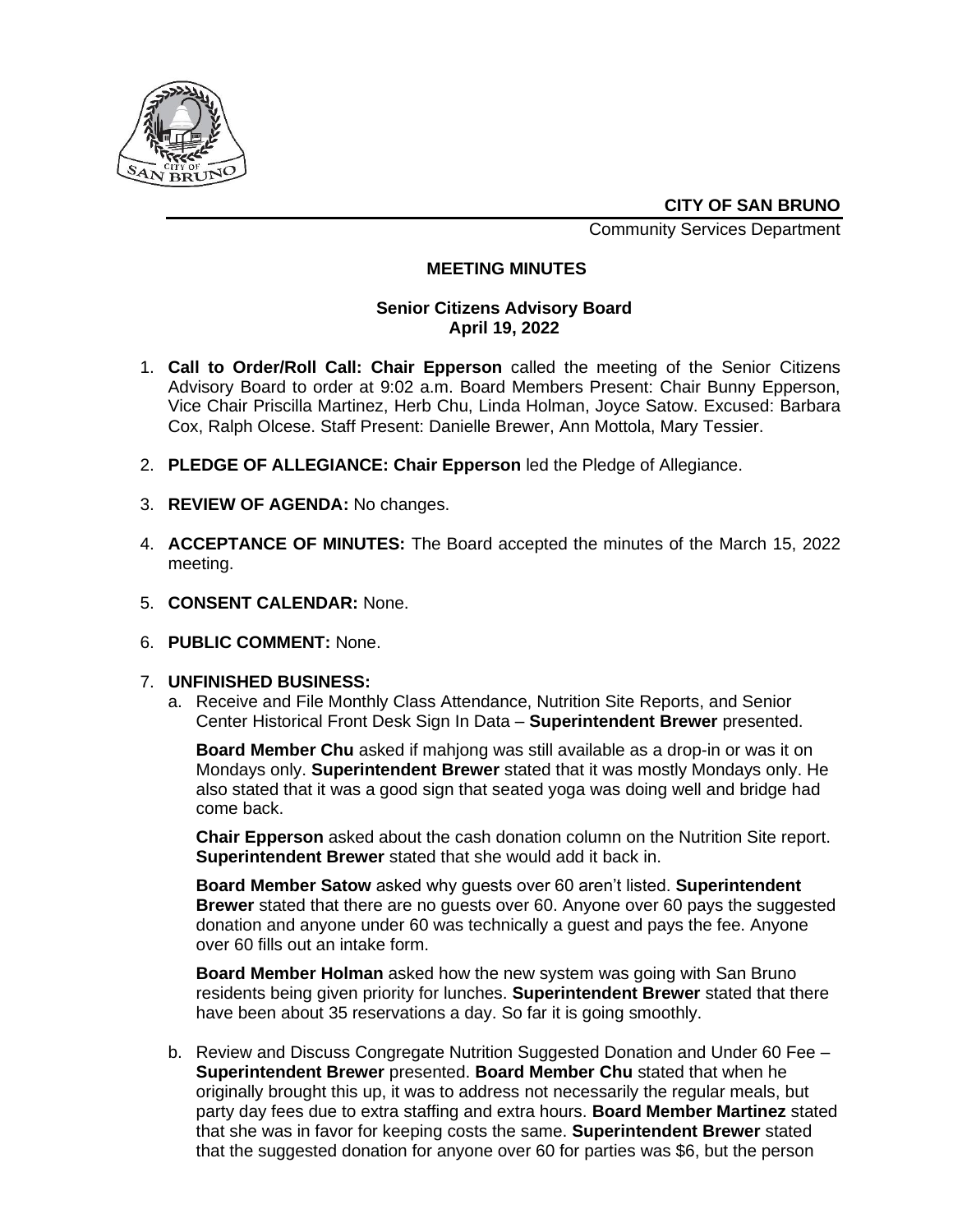**CITY OF SAN BRUNO**

Community Services Department

## MEETING MINUTES

### Senior Citizens Advisory Board
### April 19, 2022

1. **Call to Order/Roll Call: Chair Epperson** called the meeting of the Senior Citizens Advisory Board to order at 9:02 a.m. Board Members Present: Chair Bunny Epperson, Vice Chair Priscilla Martinez, Herb Chu, Linda Holman, Joyce Satow. Excused: Barbara Cox, Ralph Olcese. Staff Present: Danielle Brewer, Ann Mottola, Mary Tessier.

2. **PLEDGE OF ALLEGIANCE: Chair Epperson** led the Pledge of Allegiance.

3. **REVIEW OF AGENDA:** No changes.

4. **ACCEPTANCE OF MINUTES:** The Board accepted the minutes of the March 15, 2022 meeting.

5. **CONSENT CALENDAR:** None.

6. **PUBLIC COMMENT:** None.

7. **UNFINISHED BUSINESS:**
   a. Receive and File Monthly Class Attendance, Nutrition Site Reports, and Senior Center Historical Front Desk Sign In Data – **Superintendent Brewer** presented.

      **Board Member Chu** asked if mahjong was still available as a drop-in or was it on Mondays only. **Superintendent Brewer** stated that it was mostly Mondays only. He also stated that it was a good sign that seated yoga was doing well and bridge had come back.

      **Chair Epperson** asked about the cash donation column on the Nutrition Site report. **Superintendent Brewer** stated that she would add it back in.

      **Board Member Satow** asked why guests over 60 aren't listed. **Superintendent Brewer** stated that there are no guests over 60. Anyone over 60 pays the suggested donation and anyone under 60 was technically a guest and pays the fee. Anyone over 60 fills out an intake form.

      **Board Member Holman** asked how the new system was going with San Bruno residents being given priority for lunches. **Superintendent Brewer** stated that there have been about 35 reservations a day. So far it is going smoothly.

   b. Review and Discuss Congregate Nutrition Suggested Donation and Under 60 Fee – **Superintendent Brewer** presented. **Board Member Chu** stated that when he originally brought this up, it was to address not necessarily the regular meals, but party day fees due to extra staffing and extra hours. **Board Member Martinez** stated that she was in favor for keeping costs the same. **Superintendent Brewer** stated that the suggested donation for anyone over 60 for parties was $6, but the person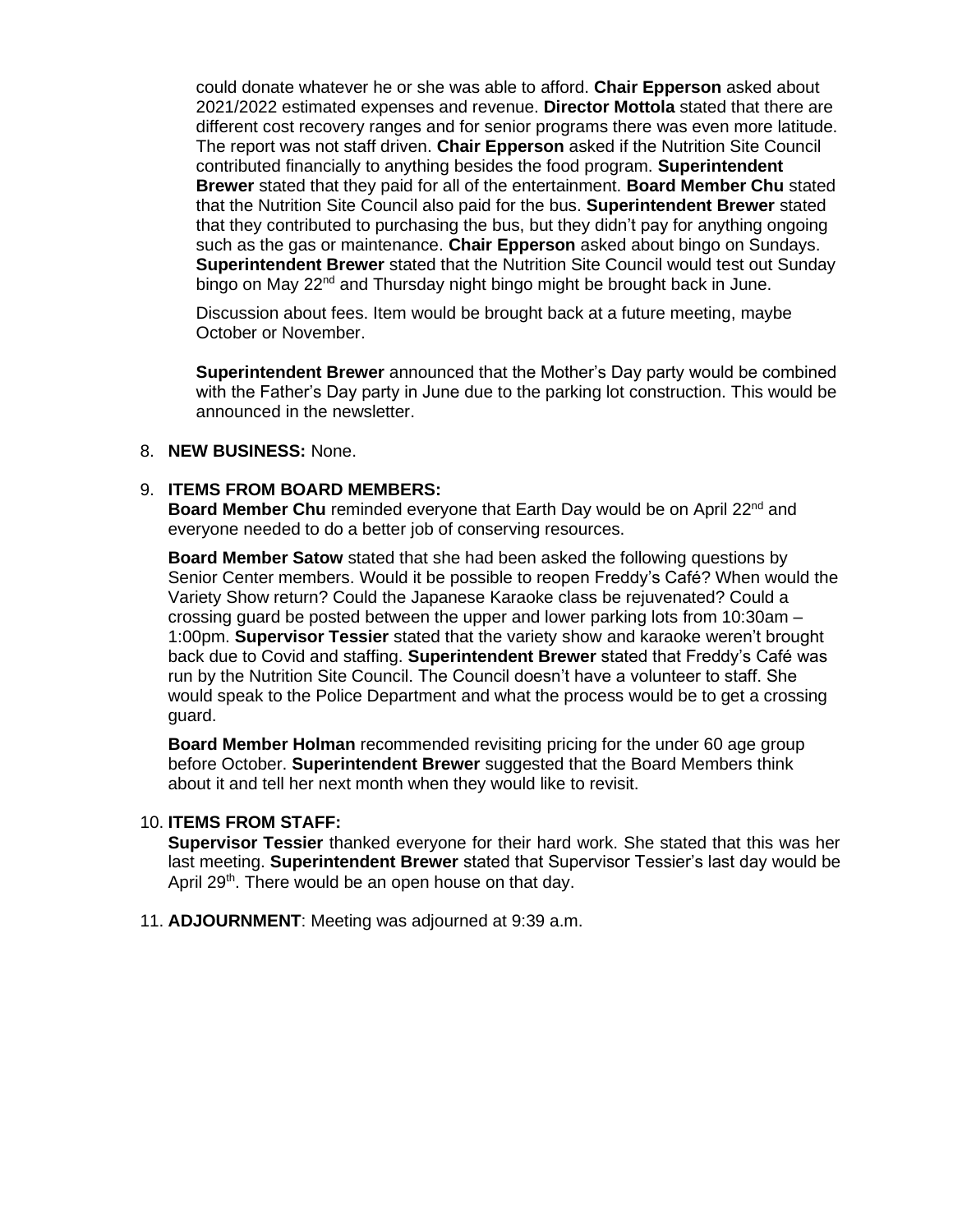could donate whatever he or she was able to afford. **Chair Epperson** asked about 2021/2022 estimated expenses and revenue. **Director Mottola** stated that there are different cost recovery ranges and for senior programs there was even more latitude. The report was not staff driven. **Chair Epperson** asked if the Nutrition Site Council contributed financially to anything besides the food program. **Superintendent Brewer** stated that they paid for all of the entertainment. **Board Member Chu** stated that the Nutrition Site Council also paid for the bus. **Superintendent Brewer** stated that they contributed to purchasing the bus, but they didn't pay for anything ongoing such as the gas or maintenance. **Chair Epperson** asked about bingo on Sundays. **Superintendent Brewer** stated that the Nutrition Site Council would test out Sunday bingo on May 22nd and Thursday night bingo might be brought back in June.

Discussion about fees. Item would be brought back at a future meeting, maybe October or November.

**Superintendent Brewer** announced that the Mother's Day party would be combined with the Father's Day party in June due to the parking lot construction. This would be announced in the newsletter.

8. **NEW BUSINESS:** None.

9. **ITEMS FROM BOARD MEMBERS:**
   **Board Member Chu** reminded everyone that Earth Day would be on April 22nd and everyone needed to do a better job of conserving resources.

   **Board Member Satow** stated that she had been asked the following questions by Senior Center members. Would it be possible to reopen Freddy's Café? When would the Variety Show return? Could the Japanese Karaoke class be rejuvenated? Could a crossing guard be posted between the upper and lower parking lots from 10:30am – 1:00pm. **Supervisor Tessier** stated that the variety show and karaoke weren't brought back due to Covid and staffing. **Superintendent Brewer** stated that Freddy's Café was run by the Nutrition Site Council. The Council doesn't have a volunteer to staff. She would speak to the Police Department and what the process would be to get a crossing guard.

   **Board Member Holman** recommended revisiting pricing for the under 60 age group before October. **Superintendent Brewer** suggested that the Board Members think about it and tell her next month when they would like to revisit.

10. **ITEMS FROM STAFF:**
    **Supervisor Tessier** thanked everyone for their hard work. She stated that this was her last meeting. **Superintendent Brewer** stated that Supervisor Tessier's last day would be April 29th. There would be an open house on that day.

11. **ADJOURNMENT**: Meeting was adjourned at 9:39 a.m.